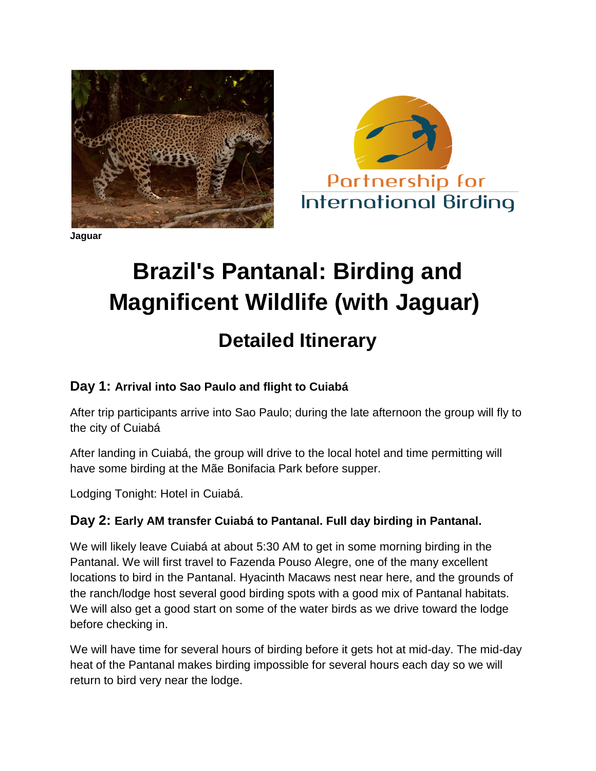Jaguar

Partnership for International Birding

# Brazil's Pantanal: Birding and Magnificent Wildlife (with Jaguar)

## Detailed Itinerary

### Day 1: Arrival into Sao Paulo and flight to Cuiabá

After trip participants arrive into Sao Paulo; during the late afternoon the group will fly to the city of Cuiabá

After landing in Cuiabá, the group will drive to the local hotel and time permitting will have some birding at the Mãe Bonifacia Park before supper.

Lodging Tonight: Hotel in Cuiabá.

### Day 2: Early AM transfer Cuiabá to Pantanal. Full day birding in Pantanal.

We will likely leave Cuiabá at about 5:30 AM to get in some morning birding in the Pantanal. We will first travel to Fazenda Pouso Alegre, one of the many excellent locations to bird in the Pantanal. Hyacinth Macaws nest near here, and the grounds of the ranch/lodge host several good birding spots with a good mix of Pantanal habitats. We will also get a good start on some of the water birds as we drive toward the lodge before checking in.

We will have time for several hours of birding before it gets hot at mid-day. The mid-day heat of the Pantanal makes birding impossible for several hours each day so we will return to bird very near the lodge.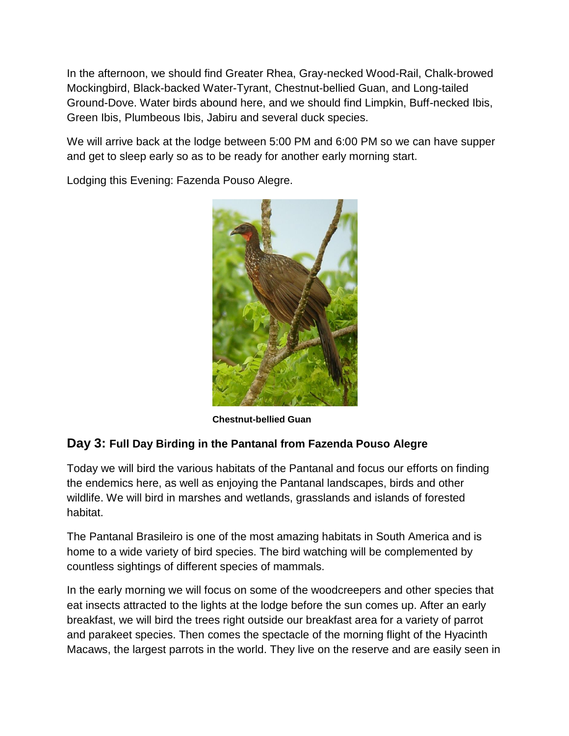In the afternoon, we should find Greater Rhea, Gray-necked Wood-Rail, Chalk-browed Mockingbird, Black-backed Water-Tyrant, Chestnut-bellied Guan, and Long-tailed Ground-Dove. Water birds abound here, and we should find Limpkin, Buff-necked Ibis, Green Ibis, Plumbeous Ibis, Jabiru and several duck species.

We will arrive back at the lodge between 5:00 PM and 6:00 PM so we can have supper and get to sleep early so as to be ready for another early morning start.

Lodging this Evening: Fazenda Pouso Alegre.

**Chestnut-bellied Guan**

## Day 3: Full Day Birding in the Pantanal from Fazenda Pouso Alegre

Today we will bird the various habitats of the Pantanal and focus our efforts on finding the endemics here, as well as enjoying the Pantanal landscapes, birds and other wildlife. We will bird in marshes and wetlands, grasslands and islands of forested habitat.

The Pantanal Brasileiro is one of the most amazing habitats in South America and is home to a wide variety of bird species. The bird watching will be complemented by countless sightings of different species of mammals.

In the early morning we will focus on some of the woodcreepers and other species that eat insects attracted to the lights at the lodge before the sun comes up. After an early breakfast, we will bird the trees right outside our breakfast area for a variety of parrot and parakeet species. Then comes the spectacle of the morning flight of the Hyacinth Macaws, the largest parrots in the world. They live on the reserve and are easily seen in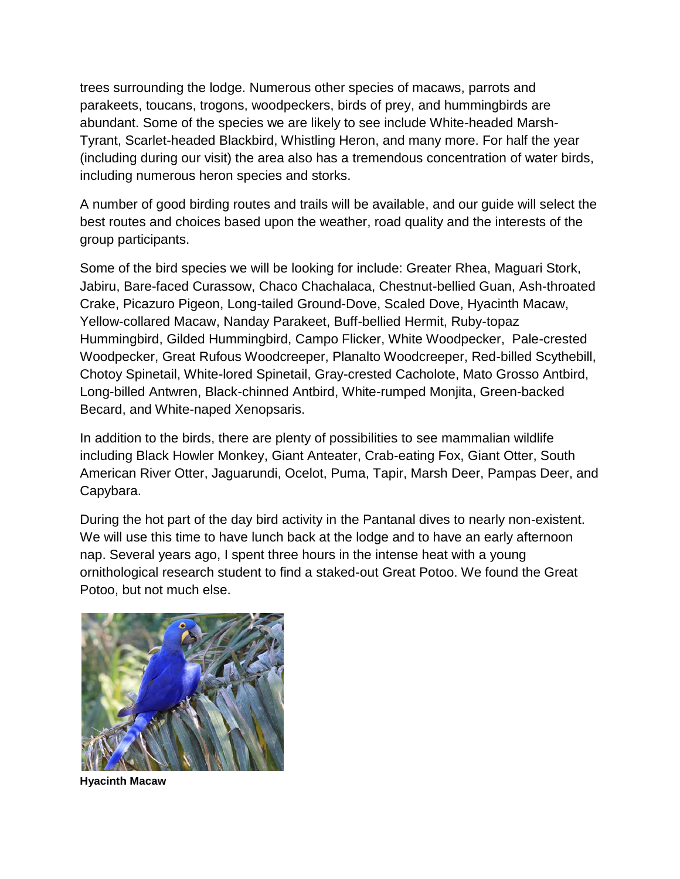trees surrounding the lodge. Numerous other species of macaws, parrots and parakeets, toucans, trogons, woodpeckers, birds of prey, and hummingbirds are abundant. Some of the species we are likely to see include White-headed Marsh-Tyrant, Scarlet-headed Blackbird, Whistling Heron, and many more. For half the year (including during our visit) the area also has a tremendous concentration of water birds, including numerous heron species and storks.

A number of good birding routes and trails will be available, and our guide will select the best routes and choices based upon the weather, road quality and the interests of the group participants.

Some of the bird species we will be looking for include: Greater Rhea, Maguari Stork, Jabiru, Bare-faced Curassow, Chaco Chachalaca, Chestnut-bellied Guan, Ash-throated Crake, Picazuro Pigeon, Long-tailed Ground-Dove, Scaled Dove, Hyacinth Macaw, Yellow-collared Macaw, Nanday Parakeet, Buff-bellied Hermit, Ruby-topaz Hummingbird, Gilded Hummingbird, Campo Flicker, White Woodpecker, Pale-crested Woodpecker, Great Rufous Woodcreeper, Planalto Woodcreeper, Red-billed Scythebill, Chotoy Spinetail, White-lored Spinetail, Gray-crested Cacholote, Mato Grosso Antbird, Long-billed Antwren, Black-chinned Antbird, White-rumped Monjita, Green-backed Becard, and White-naped Xenopsaris.

In addition to the birds, there are plenty of possibilities to see mammalian wildlife including Black Howler Monkey, Giant Anteater, Crab-eating Fox, Giant Otter, South American River Otter, Jaguarundi, Ocelot, Puma, Tapir, Marsh Deer, Pampas Deer, and Capybara.

During the hot part of the day bird activity in the Pantanal dives to nearly non-existent. We will use this time to have lunch back at the lodge and to have an early afternoon nap. Several years ago, I spent three hours in the intense heat with a young ornithological research student to find a staked-out Great Potoo. We found the Great Potoo, but not much else.

**Hyacinth Macaw**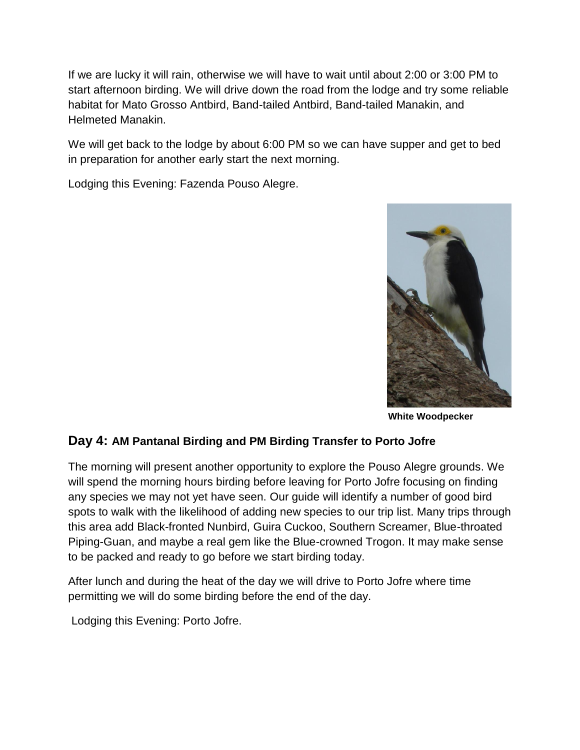If we are lucky it will rain, otherwise we will have to wait until about 2:00 or 3:00 PM to start afternoon birding. We will drive down the road from the lodge and try some reliable habitat for Mato Grosso Antbird, Band-tailed Antbird, Band-tailed Manakin, and Helmeted Manakin.

We will get back to the lodge by about 6:00 PM so we can have supper and get to bed in preparation for another early start the next morning.

Lodging this Evening: Fazenda Pouso Alegre.

**White Woodpecker**

## Day 4: AM Pantanal Birding and PM Birding Transfer to Porto Jofre

The morning will present another opportunity to explore the Pouso Alegre grounds. We will spend the morning hours birding before leaving for Porto Jofre focusing on finding any species we may not yet have seen. Our guide will identify a number of good bird spots to walk with the likelihood of adding new species to our trip list. Many trips through this area add Black-fronted Nunbird, Guira Cuckoo, Southern Screamer, Blue-throated Piping-Guan, and maybe a real gem like the Blue-crowned Trogon. It may make sense to be packed and ready to go before we start birding today.

After lunch and during the heat of the day we will drive to Porto Jofre where time permitting we will do some birding before the end of the day.

Lodging this Evening: Porto Jofre.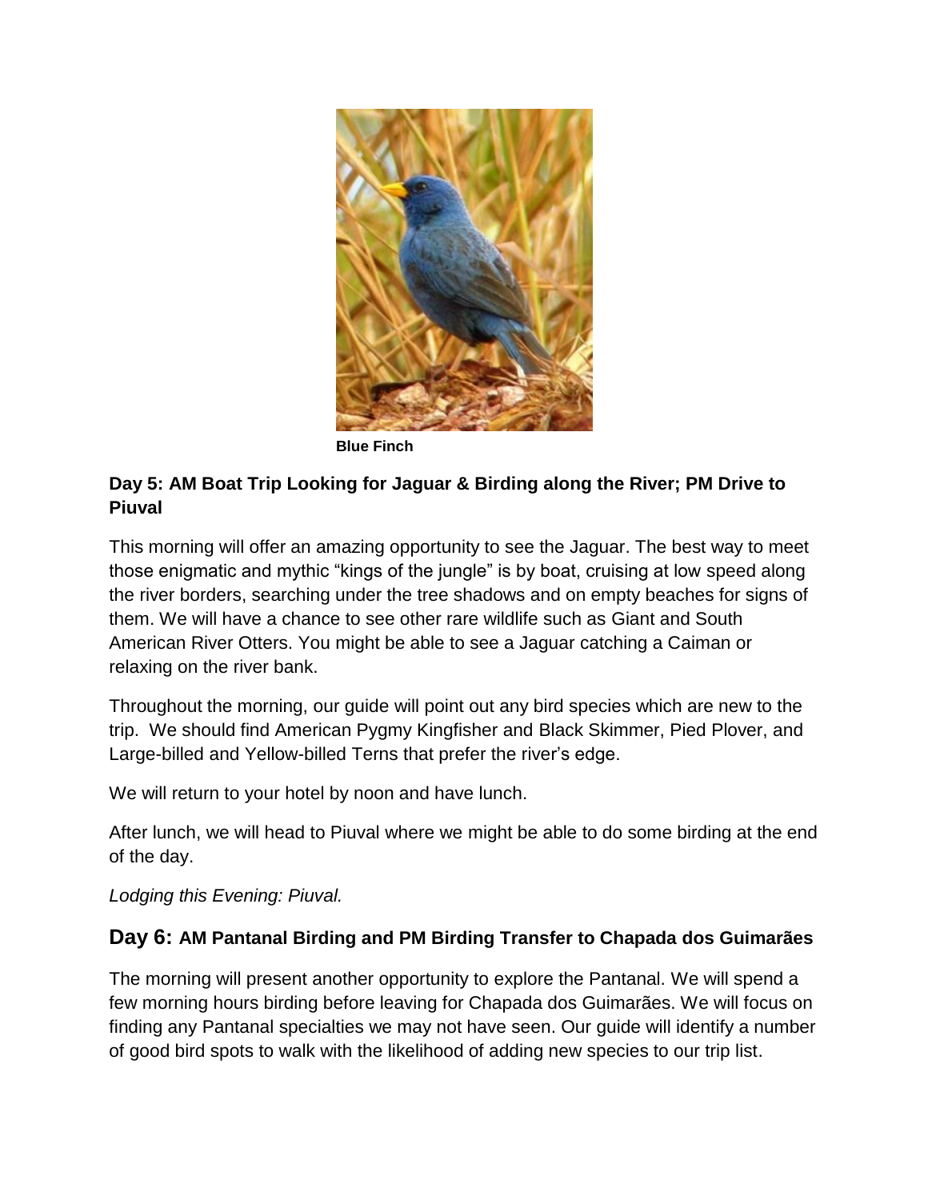**Blue Finch**

### Day 5: AM Boat Trip Looking for Jaguar & Birding along the River; PM Drive to Piuval

This morning will offer an amazing opportunity to see the Jaguar. The best way to meet those enigmatic and mythic "kings of the jungle" is by boat, cruising at low speed along the river borders, searching under the tree shadows and on empty beaches for signs of them. We will have a chance to see other rare wildlife such as Giant and South American River Otters. You might be able to see a Jaguar catching a Caiman or relaxing on the river bank.

Throughout the morning, our guide will point out any bird species which are new to the trip. We should find American Pygmy Kingfisher and Black Skimmer, Pied Plover, and Large-billed and Yellow-billed Terns that prefer the river's edge.

We will return to your hotel by noon and have lunch.

After lunch, we will head to Piuval where we might be able to do some birding at the end of the day.

*Lodging this Evening: Piuval.*

### Day 6: AM Pantanal Birding and PM Birding Transfer to Chapada dos Guimarães

The morning will present another opportunity to explore the Pantanal. We will spend a few morning hours birding before leaving for Chapada dos Guimarães. We will focus on finding any Pantanal specialties we may not have seen. Our guide will identify a number of good bird spots to walk with the likelihood of adding new species to our trip list.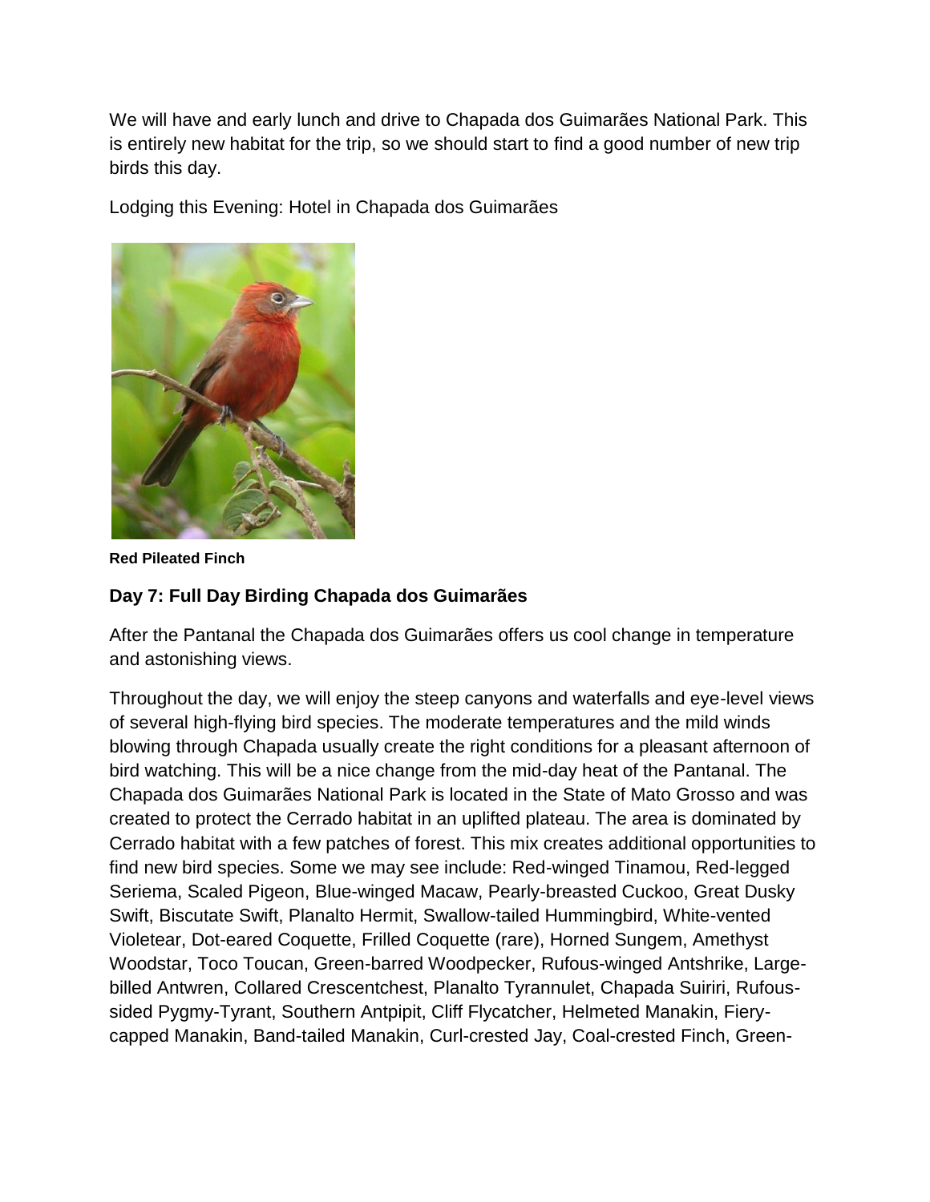We will have and early lunch and drive to Chapada dos Guimarães National Park. This is entirely new habitat for the trip, so we should start to find a good number of new trip birds this day.

Lodging this Evening: Hotel in Chapada dos Guimarães

**Red Pileated Finch**

### Day 7: Full Day Birding Chapada dos Guimarães

After the Pantanal the Chapada dos Guimarães offers us cool change in temperature and astonishing views.

Throughout the day, we will enjoy the steep canyons and waterfalls and eye-level views of several high-flying bird species. The moderate temperatures and the mild winds blowing through Chapada usually create the right conditions for a pleasant afternoon of bird watching. This will be a nice change from the mid-day heat of the Pantanal. The Chapada dos Guimarães National Park is located in the State of Mato Grosso and was created to protect the Cerrado habitat in an uplifted plateau. The area is dominated by Cerrado habitat with a few patches of forest. This mix creates additional opportunities to find new bird species. Some we may see include: Red-winged Tinamou, Red-legged Seriema, Scaled Pigeon, Blue-winged Macaw, Pearly-breasted Cuckoo, Great Dusky Swift, Biscutate Swift, Planalto Hermit, Swallow-tailed Hummingbird, White-vented Violetear, Dot-eared Coquette, Frilled Coquette (rare), Horned Sungem, Amethyst Woodstar, Toco Toucan, Green-barred Woodpecker, Rufous-winged Antshrike, Large-billed Antwren, Collared Crescentchest, Planalto Tyrannulet, Chapada Suiriri, Rufous-sided Pygmy-Tyrant, Southern Antpipit, Cliff Flycatcher, Helmeted Manakin, Fiery-capped Manakin, Band-tailed Manakin, Curl-crested Jay, Coal-crested Finch, Green-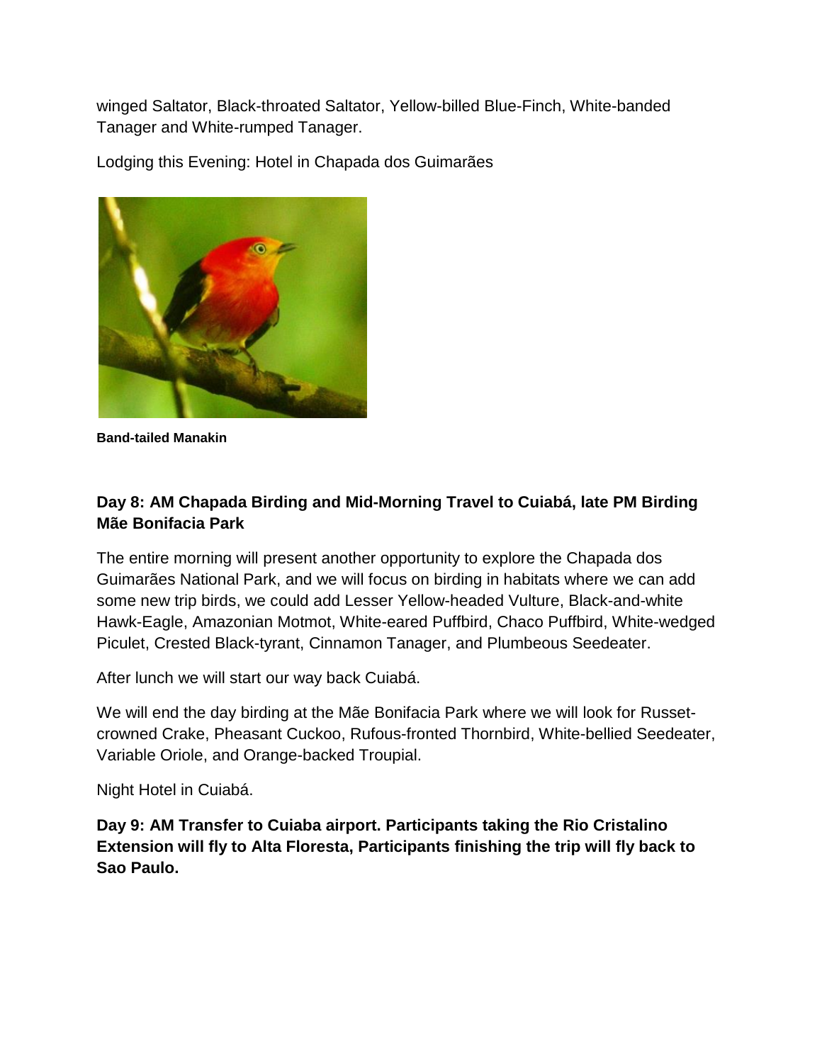winged Saltator, Black-throated Saltator, Yellow-billed Blue-Finch, White-banded Tanager and White-rumped Tanager.

Lodging this Evening: Hotel in Chapada dos Guimarães

**Band-tailed Manakin**

**Day 8: AM Chapada Birding and Mid-Morning Travel to Cuiabá, late PM Birding Mãe Bonifacia Park**

The entire morning will present another opportunity to explore the Chapada dos Guimarães National Park, and we will focus on birding in habitats where we can add some new trip birds, we could add Lesser Yellow-headed Vulture, Black-and-white Hawk-Eagle, Amazonian Motmot, White-eared Puffbird, Chaco Puffbird, White-wedged Piculet, Crested Black-tyrant, Cinnamon Tanager, and Plumbeous Seedeater.

After lunch we will start our way back Cuiabá.

We will end the day birding at the Mãe Bonifacia Park where we will look for Russet-crowned Crake, Pheasant Cuckoo, Rufous-fronted Thornbird, White-bellied Seedeater, Variable Oriole, and Orange-backed Troupial.

Night Hotel in Cuiabá.

**Day 9: AM Transfer to Cuiaba airport. Participants taking the Rio Cristalino Extension will fly to Alta Floresta, Participants finishing the trip will fly back to Sao Paulo.**